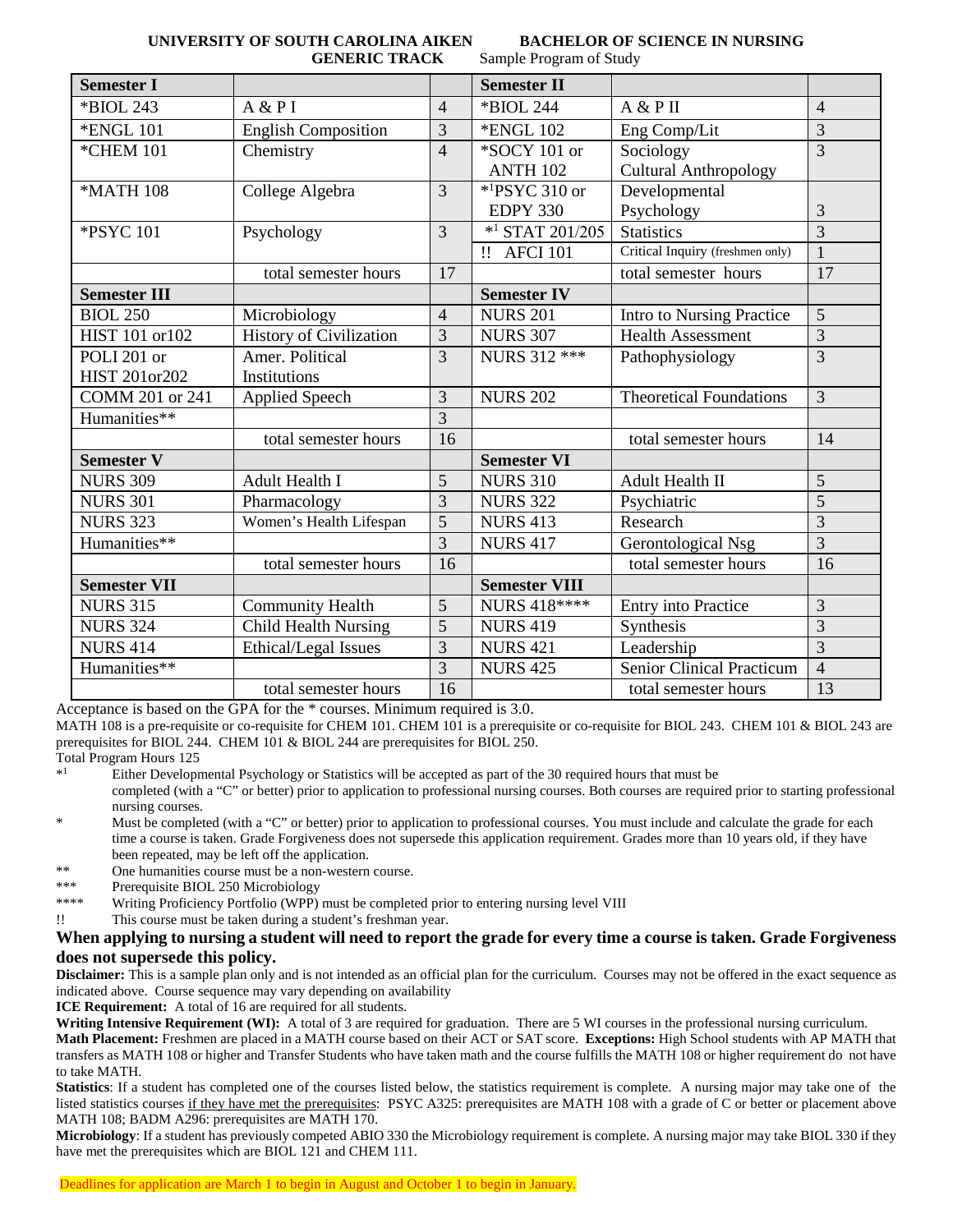**UNIVERSITY OF SOUTH CAROLINA AIKEN BACHELOR OF SCIENCE IN NURSING**
**GENERIC TRACK** Sample Program of Study

| Semester I | | | Semester II | | |
|---|---|---|---|---|---|
| *BIOL 243 | A & P I | 4 | *BIOL 244 | A & P II | 4 |
| *ENGL 101 | English Composition | 3 | *ENGL 102 | Eng Comp/Lit | 3 |
| *CHEM 101 | Chemistry | 4 | *SOCY 101 or ANTH 102 | Sociology Cultural Anthropology | 3 |
| *MATH 108 | College Algebra | 3 | *[1]PSYC 310 or EDPY 330 | Developmental Psychology | 3 |
| *PSYC 101 | Psychology | 3 | *[1] STAT 201/205 | Statistics | 3 |
| | | | !! AFCI 101 | Critical Inquiry (freshmen only) | 1 |
| | total semester hours | 17 | | total semester hours | 17 |
| **Semester III** | | | **Semester IV** | | |
| BIOL 250 | Microbiology | 4 | NURS 201 | Intro to Nursing Practice | 5 |
| HIST 101 or102 | History of Civilization | 3 | NURS 307 | Health Assessment | 3 |
| POLI 201 or HIST 201or202 | Amer. Political Institutions | 3 | NURS 312 *** | Pathophysiology | 3 |
| COMM 201 or 241 | Applied Speech | 3 | NURS 202 | Theoretical Foundations | 3 |
| Humanities** | | 3 | | | |
| | total semester hours | 16 | | total semester hours | 14 |
| **Semester V** | | | **Semester VI** | | |
| NURS 309 | Adult Health I | 5 | NURS 310 | Adult Health II | 5 |
| NURS 301 | Pharmacology | 3 | NURS 322 | Psychiatric | 5 |
| NURS 323 | Women's Health Lifespan | 5 | NURS 413 | Research | 3 |
| Humanities** | | 3 | NURS 417 | Gerontological Nsg | 3 |
| | total semester hours | 16 | | total semester hours | 16 |
| **Semester VII** | | | **Semester VIII** | | |
| NURS 315 | Community Health | 5 | NURS 418**** | Entry into Practice | 3 |
| NURS 324 | Child Health Nursing | 5 | NURS 419 | Synthesis | 3 |
| NURS 414 | Ethical/Legal Issues | 3 | NURS 421 | Leadership | 3 |
| Humanities** | | 3 | NURS 425 | Senior Clinical Practicum | 4 |
| | total semester hours | 16 | | total semester hours | 13 |

Acceptance is based on the GPA for the * courses. Minimum required is 3.0.

MATH 108 is a pre-requisite or co-requisite for CHEM 101. CHEM 101 is a prerequisite or co-requisite for BIOL 243. CHEM 101 & BIOL 243 are prerequisites for BIOL 244. CHEM 101 & BIOL 244 are prerequisites for BIOL 250.

Total Program Hours 125

*[1] Either Developmental Psychology or Statistics will be accepted as part of the 30 required hours that must be completed (with a "C" or better) prior to application to professional nursing courses. Both courses are required prior to starting professional nursing courses.

* Must be completed (with a "C" or better) prior to application to professional courses. You must include and calculate the grade for each time a course is taken. Grade Forgiveness does not supersede this application requirement. Grades more than 10 years old, if they have been repeated, may be left off the application.

** One humanities course must be a non-western course.

*** Prerequisite BIOL 250 Microbiology

**** Writing Proficiency Portfolio (WPP) must be completed prior to entering nursing level VIII

!! This course must be taken during a student's freshman year.

**When applying to nursing a student will need to report the grade for every time a course is taken. Grade Forgiveness does not supersede this policy.**

**Disclaimer:** This is a sample plan only and is not intended as an official plan for the curriculum. Courses may not be offered in the exact sequence as indicated above. Course sequence may vary depending on availability

**ICE Requirement:** A total of 16 are required for all students.

**Writing Intensive Requirement (WI):** A total of 3 are required for graduation. There are 5 WI courses in the professional nursing curriculum.

**Math Placement:** Freshmen are placed in a MATH course based on their ACT or SAT score. **Exceptions:** High School students with AP MATH that transfers as MATH 108 or higher and Transfer Students who have taken math and the course fulfills the MATH 108 or higher requirement do not have to take MATH.

**Statistics**: If a student has completed one of the courses listed below, the statistics requirement is complete. A nursing major may take one of the listed statistics courses <u>if they have met the prerequisites</u>: PSYC A325: prerequisites are MATH 108 with a grade of C or better or placement above MATH 108; BADM A296: prerequisites are MATH 170.

**Microbiology**: If a student has previously competed ABIO 330 the Microbiology requirement is complete. A nursing major may take BIOL 330 if they have met the prerequisites which are BIOL 121 and CHEM 111.

Deadlines for application are March 1 to begin in August and October 1 to begin in January.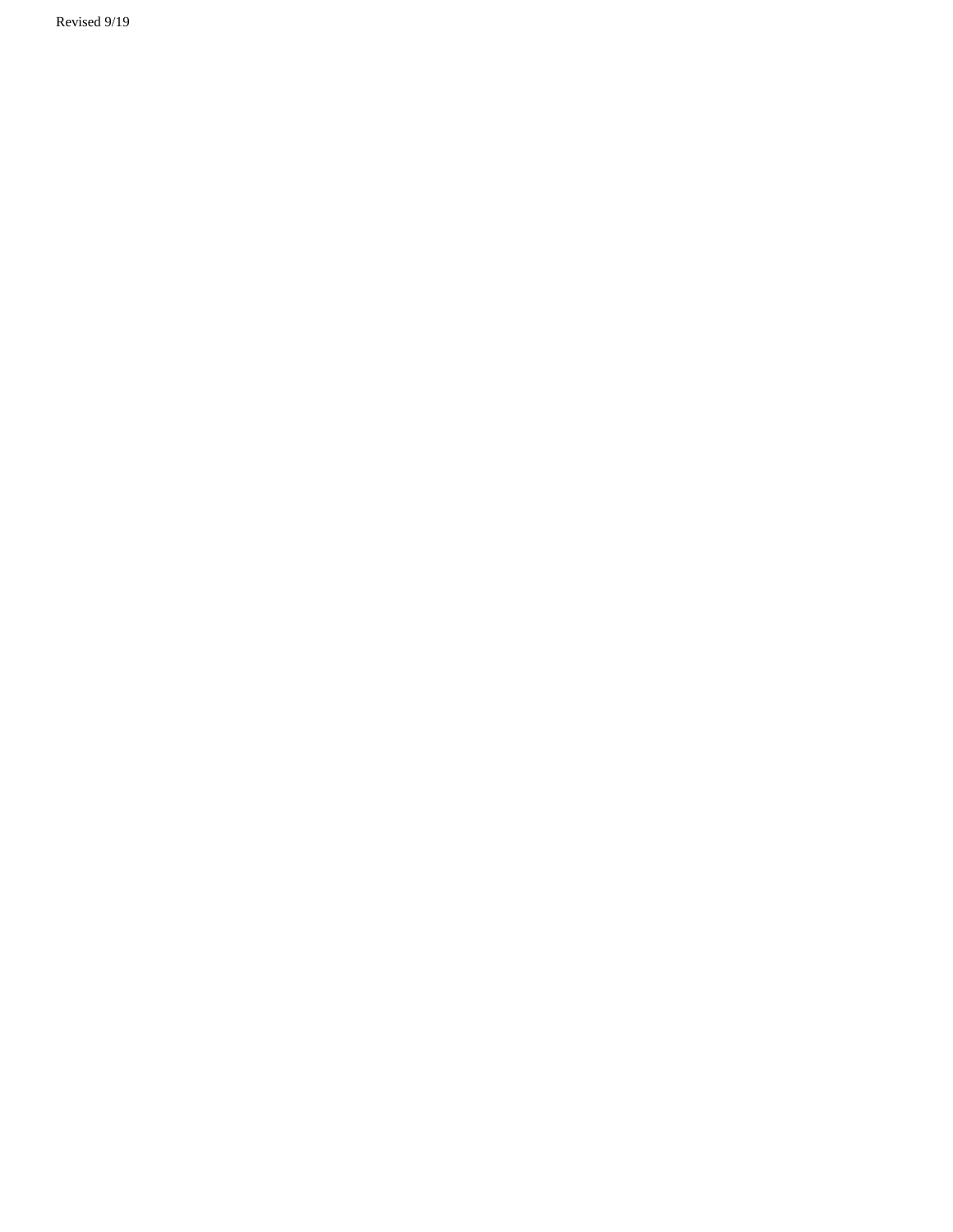Revised 9/19